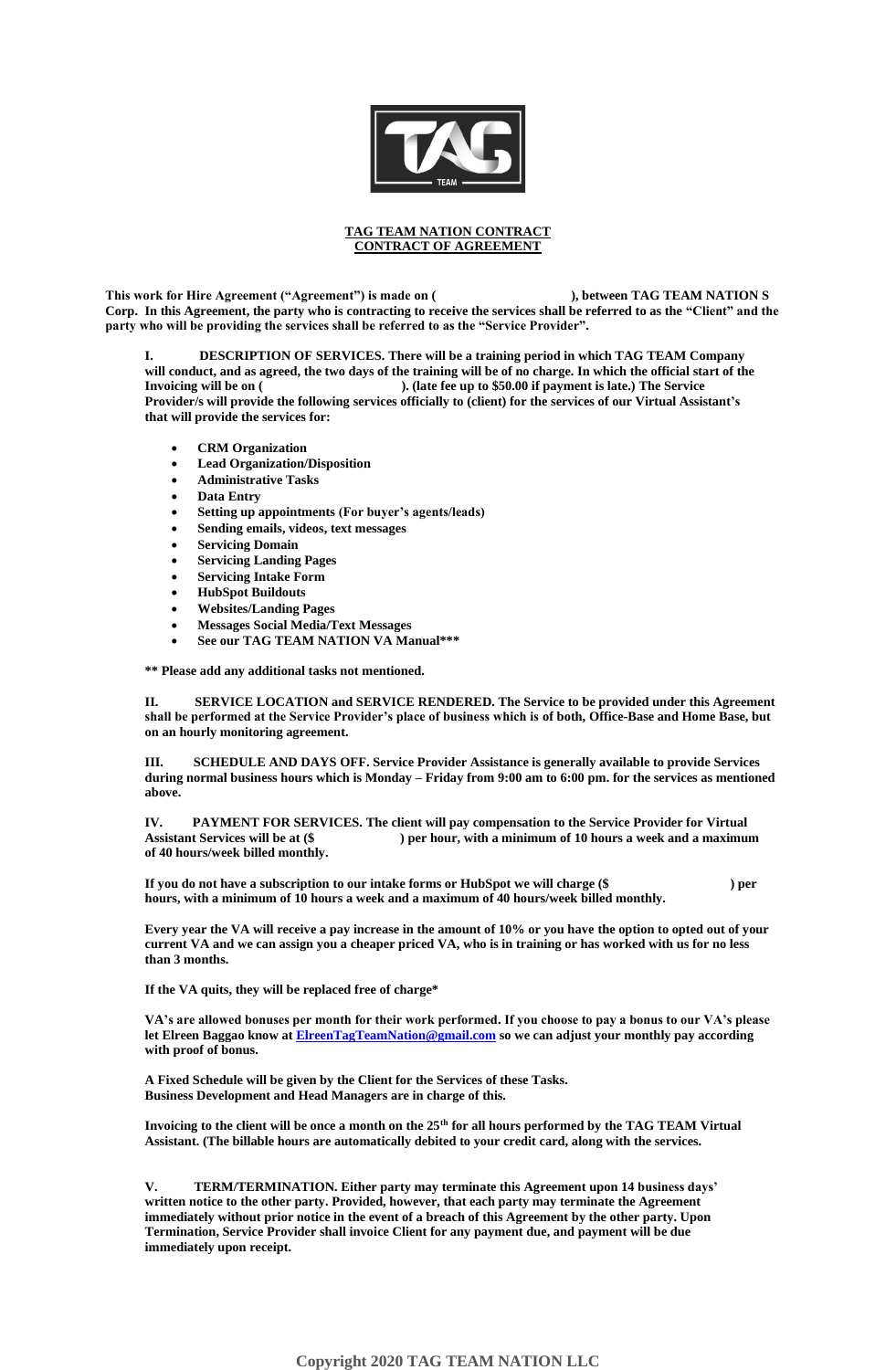## TAG TEAM NATION CONTRACT
## CONTRACT OF AGREEMENT

**This work for Hire Agreement ("Agreement") is made on ( ), between TAG TEAM NATION S Corp. In this Agreement, the party who is contracting to receive the services shall be referred to as the "Client" and the party who will be providing the services shall be referred to as the "Service Provider".**

**I. DESCRIPTION OF SERVICES. There will be a training period in which TAG TEAM Company will conduct, and as agreed, the two days of the training will be of no charge. In which the official start of the Invoicing will be on ( ). (late fee up to $50.00 if payment is late.) The Service Provider/s will provide the following services officially to (client) for the services of our Virtual Assistant's that will provide the services for:**

- **CRM Organization**
- **Lead Organization/Disposition**
- **Administrative Tasks**
- **Data Entry**
- **Setting up appointments (For buyer's agents/leads)**
- **Sending emails, videos, text messages**
- **Servicing Domain**
- **Servicing Landing Pages**
- **Servicing Intake Form**
- **HubSpot Buildouts**
- **Websites/Landing Pages**
- **Messages Social Media/Text Messages**
- **See our TAG TEAM NATION VA Manual*****

**** Please add any additional tasks not mentioned.**

**II. SERVICE LOCATION and SERVICE RENDERED. The Service to be provided under this Agreement shall be performed at the Service Provider's place of business which is of both, Office-Base and Home Base, but on an hourly monitoring agreement.**

**III. SCHEDULE AND DAYS OFF. Service Provider Assistance is generally available to provide Services during normal business hours which is Monday – Friday from 9:00 am to 6:00 pm. for the services as mentioned above.**

**IV. PAYMENT FOR SERVICES. The client will pay compensation to the Service Provider for Virtual Assistant Services will be at ($ ) per hour, with a minimum of 10 hours a week and a maximum of 40 hours/week billed monthly.**

**If you do not have a subscription to our intake forms or HubSpot we will charge ($ ) per hours, with a minimum of 10 hours a week and a maximum of 40 hours/week billed monthly.**

**Every year the VA will receive a pay increase in the amount of 10% or you have the option to opted out of your current VA and we can assign you a cheaper priced VA, who is in training or has worked with us for no less than 3 months.**

**If the VA quits, they will be replaced free of charge***

**VA's are allowed bonuses per month for their work performed. If you choose to pay a bonus to our VA's please let Elreen Baggao know at [ElreenTagTeamNation@gmail.com](mailto:ElreenTagTeamNation@gmail.com) so we can adjust your monthly pay according with proof of bonus.**

**A Fixed Schedule will be given by the Client for the Services of these Tasks.**
**Business Development and Head Managers are in charge of this.**

**Invoicing to the client will be once a month on the 25th for all hours performed by the TAG TEAM Virtual Assistant. (The billable hours are automatically debited to your credit card, along with the services.**

**V. TERM/TERMINATION. Either party may terminate this Agreement upon 14 business days' written notice to the other party. Provided, however, that each party may terminate the Agreement immediately without prior notice in the event of a breach of this Agreement by the other party. Upon Termination, Service Provider shall invoice Client for any payment due, and payment will be due immediately upon receipt.**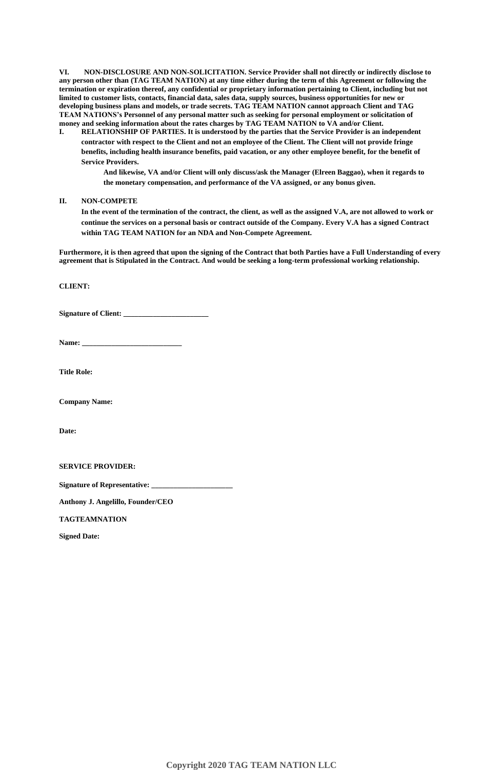**VI. NON-DISCLOSURE AND NON-SOLICITATION. Service Provider shall not directly or indirectly disclose to any person other than (TAG TEAM NATION) at any time either during the term of this Agreement or following the termination or expiration thereof, any confidential or proprietary information pertaining to Client, including but not limited to customer lists, contacts, financial data, sales data, supply sources, business opportunities for new or developing business plans and models, or trade secrets. TAG TEAM NATION cannot approach Client and TAG TEAM NATIONS's Personnel of any personal matter such as seeking for personal employment or solicitation of money and seeking information about the rates charges by TAG TEAM NATION to VA and/or Client.**

**I. RELATIONSHIP OF PARTIES. It is understood by the parties that the Service Provider is an independent contractor with respect to the Client and not an employee of the Client. The Client will not provide fringe benefits, including health insurance benefits, paid vacation, or any other employee benefit, for the benefit of Service Providers.**

**And likewise, VA and/or Client will only discuss/ask the Manager (Elreen Baggao), when it regards to the monetary compensation, and performance of the VA assigned, or any bonus given.**

**II. NON-COMPETE**

**In the event of the termination of the contract, the client, as well as the assigned V.A, are not allowed to work or continue the services on a personal basis or contract outside of the Company. Every V.A has a signed Contract within TAG TEAM NATION for an NDA and Non-Compete Agreement.**

**Furthermore, it is then agreed that upon the signing of the Contract that both Parties have a Full Understanding of every agreement that is Stipulated in the Contract. And would be seeking a long-term professional working relationship.**

**CLIENT:**

**Signature of Client: _______________________**

**Name: ___________________________**

**Title Role:**

**Company Name:**

**Date:**

**SERVICE PROVIDER:**

**Signature of Representative: ______________________**

**Anthony J. Angelillo, Founder/CEO**

**TAGTEAMNATION**

**Signed Date:**

**Copyright 2020 TAG TEAM NATION LLC**